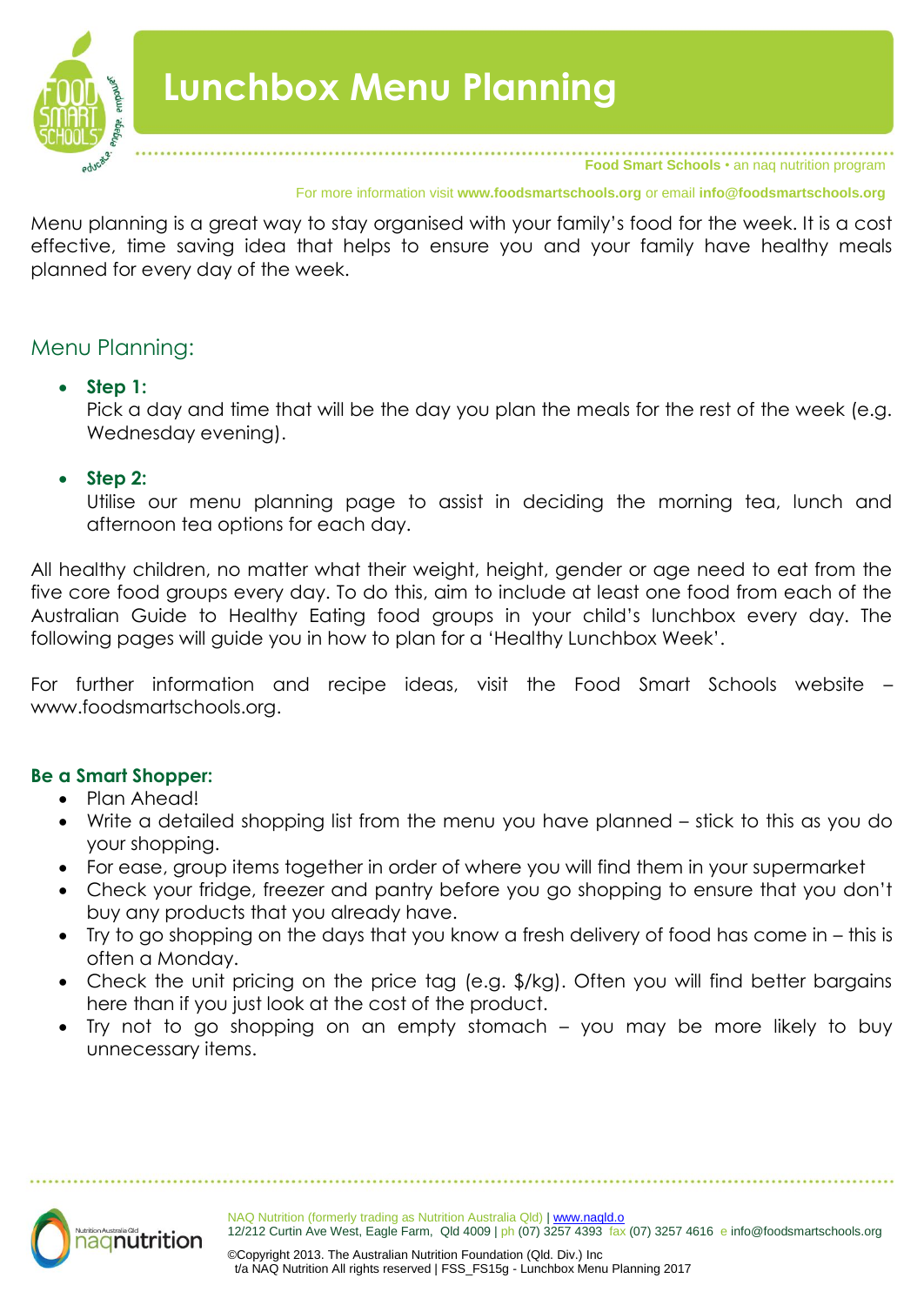# Lunchbox Menu Planning

Food Smart Schools • an naq nutrition program

For more information visit **www.foodsmartschools.org** or email **info@foodsmartschools.org**

Menu planning is a great way to stay organised with your family's food for the week. It is a cost effective, time saving idea that helps to ensure you and your family have healthy meals planned for every day of the week.

## Menu Planning:

- **Step 1:**
  Pick a day and time that will be the day you plan the meals for the rest of the week (e.g. Wednesday evening).

- **Step 2:**
  Utilise our menu planning page to assist in deciding the morning tea, lunch and afternoon tea options for each day.

All healthy children, no matter what their weight, height, gender or age need to eat from the five core food groups every day. To do this, aim to include at least one food from each of the Australian Guide to Healthy Eating food groups in your child's lunchbox every day. The following pages will guide you in how to plan for a 'Healthy Lunchbox Week'.

For further information and recipe ideas, visit the Food Smart Schools website – www.foodsmartschools.org.

**Be a Smart Shopper:**

- Plan Ahead!
- Write a detailed shopping list from the menu you have planned – stick to this as you do your shopping.
- For ease, group items together in order of where you will find them in your supermarket
- Check your fridge, freezer and pantry before you go shopping to ensure that you don't buy any products that you already have.
- Try to go shopping on the days that you know a fresh delivery of food has come in – this is often a Monday.
- Check the unit pricing on the price tag (e.g. $/kg). Often you will find better bargains here than if you just look at the cost of the product.
- Try not to go shopping on an empty stomach – you may be more likely to buy unnecessary items.

NAQ Nutrition (formerly trading as Nutrition Australia Qld) | www.naqld.o
12/212 Curtin Ave West, Eagle Farm, Qld 4009 | ph (07) 3257 4393 fax (07) 3257 4616 e info@foodsmartschools.org

©Copyright 2013. The Australian Nutrition Foundation (Qld. Div.) Inc
t/a NAQ Nutrition All rights reserved | FSS_FS15g - Lunchbox Menu Planning 2017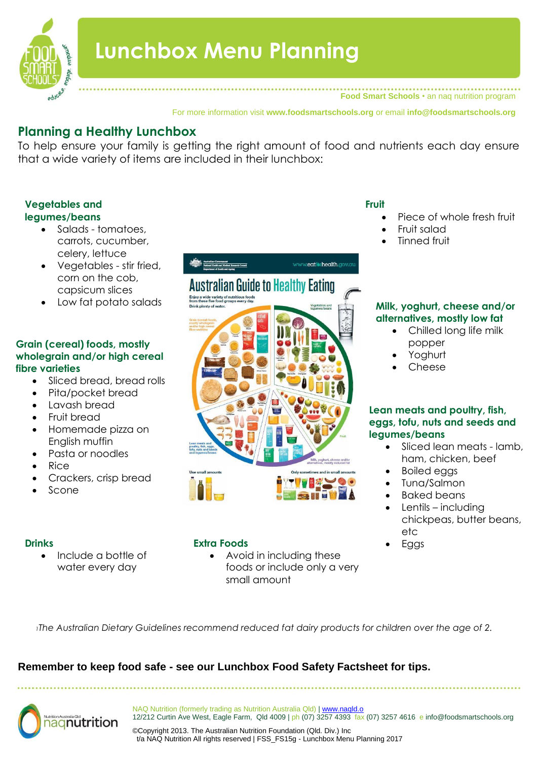# Lunchbox Menu Planning

Food Smart Schools • an naq nutrition program

For more information visit **www.foodsmartschools.org** or email **info@foodsmartschools.org**

## Planning a Healthy Lunchbox

To help ensure your family is getting the right amount of food and nutrients each day ensure that a wide variety of items are included in their lunchbox:

### Vegetables and legumes/beans

- Salads - tomatoes, carrots, cucumber, celery, lettuce
- Vegetables - stir fried, corn on the cob, capsicum slices
- Low fat potato salads

### Grain (cereal) foods, mostly wholegrain and/or high cereal fibre varieties

- Sliced bread, bread rolls
- Pita/pocket bread
- Lavash bread
- Fruit bread
- Homemade pizza on English muffin
- Pasta or noodles
- Rice
- Crackers, crisp bread
- Scone

### Fruit

- Piece of whole fresh fruit
- Fruit salad
- Tinned fruit

### Milk, yoghurt, cheese and/or alternatives, mostly low fat

- Chilled long life milk popper
- Yoghurt
- Cheese

### Lean meats and poultry, fish, eggs, tofu, nuts and seeds and legumes/beans

- Sliced lean meats - lamb, ham, chicken, beef
- Boiled eggs
- Tuna/Salmon
- Baked beans
- Lentils – including chickpeas, butter beans, etc
- Eggs

### Drinks

- Include a bottle of water every day

### Extra Foods

- Avoid in including these foods or include only a very small amount

[1] *The Australian Dietary Guidelines recommend reduced fat dairy products for children over the age of 2.*

**Remember to keep food safe - see our Lunchbox Food Safety Factsheet for tips.**

NAQ Nutrition (formerly trading as Nutrition Australia Qld) | www.naqld.o
12/212 Curtin Ave West, Eagle Farm, Qld 4009 | ph (07) 3257 4393 fax (07) 3257 4616 e info@foodsmartschools.org

©Copyright 2013. The Australian Nutrition Foundation (Qld. Div.) Inc t/a NAQ Nutrition All rights reserved | FSS_FS15g - Lunchbox Menu Planning 2017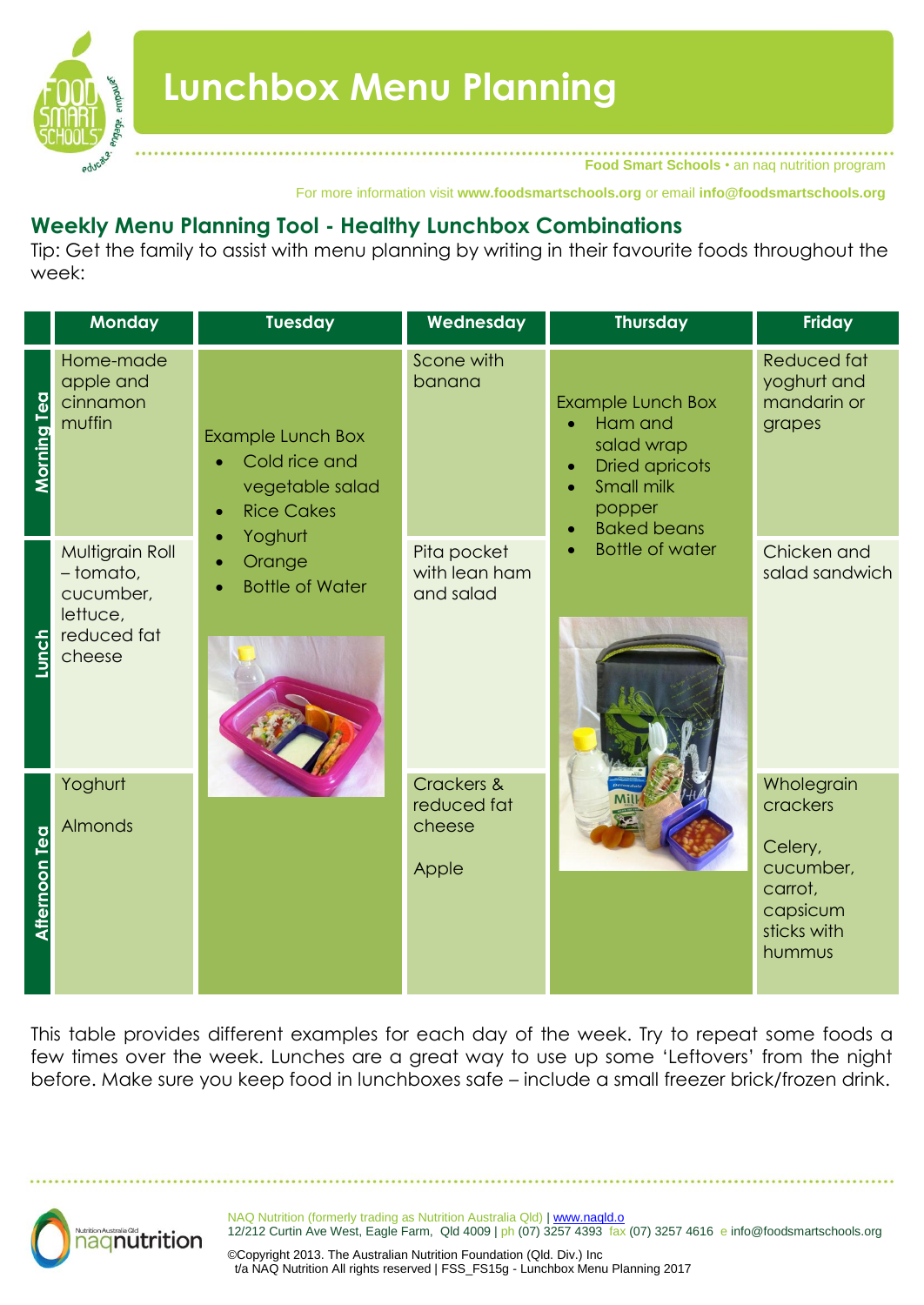# Lunchbox Menu Planning

Food Smart Schools • an naq nutrition program

For more information visit **www.foodsmartschools.org** or email **info@foodsmartschools.org**

## Weekly Menu Planning Tool - Healthy Lunchbox Combinations

Tip: Get the family to assist with menu planning by writing in their favourite foods throughout the week:

| | Monday | Tuesday | Wednesday | Thursday | Friday |
|---|---|---|---|---|---|
| **Morning Tea** | Home-made apple and cinnamon muffin | Example Lunch Box<br>• Cold rice and vegetable salad<br>• Rice Cakes<br>• Yoghurt<br>• Orange<br>• Bottle of Water | Scone with banana | Example Lunch Box<br>• Ham and salad wrap<br>• Dried apricots<br>• Small milk popper<br>• Baked beans<br>• Bottle of water | Reduced fat yoghurt and mandarin or grapes |
| **Lunch** | Multigrain Roll – tomato, cucumber, lettuce, reduced fat cheese | | Pita pocket with lean ham and salad | | Chicken and salad sandwich |
| **Afternoon Tea** | Yoghurt<br><br>Almonds | | Crackers & reduced fat cheese<br><br>Apple | | Wholegrain crackers<br><br>Celery, cucumber, carrot, capsicum sticks with hummus |

This table provides different examples for each day of the week. Try to repeat some foods a few times over the week. Lunches are a great way to use up some 'Leftovers' from the night before. Make sure you keep food in lunchboxes safe – include a small freezer brick/frozen drink.

NAQ Nutrition (formerly trading as Nutrition Australia Qld) | www.naqld.o
12/212 Curtin Ave West, Eagle Farm, Qld 4009 | ph (07) 3257 4393 fax (07) 3257 4616 e info@foodsmartschools.org

©Copyright 2013. The Australian Nutrition Foundation (Qld. Div.) Inc
t/a NAQ Nutrition All rights reserved | FSS_FS15g - Lunchbox Menu Planning 2017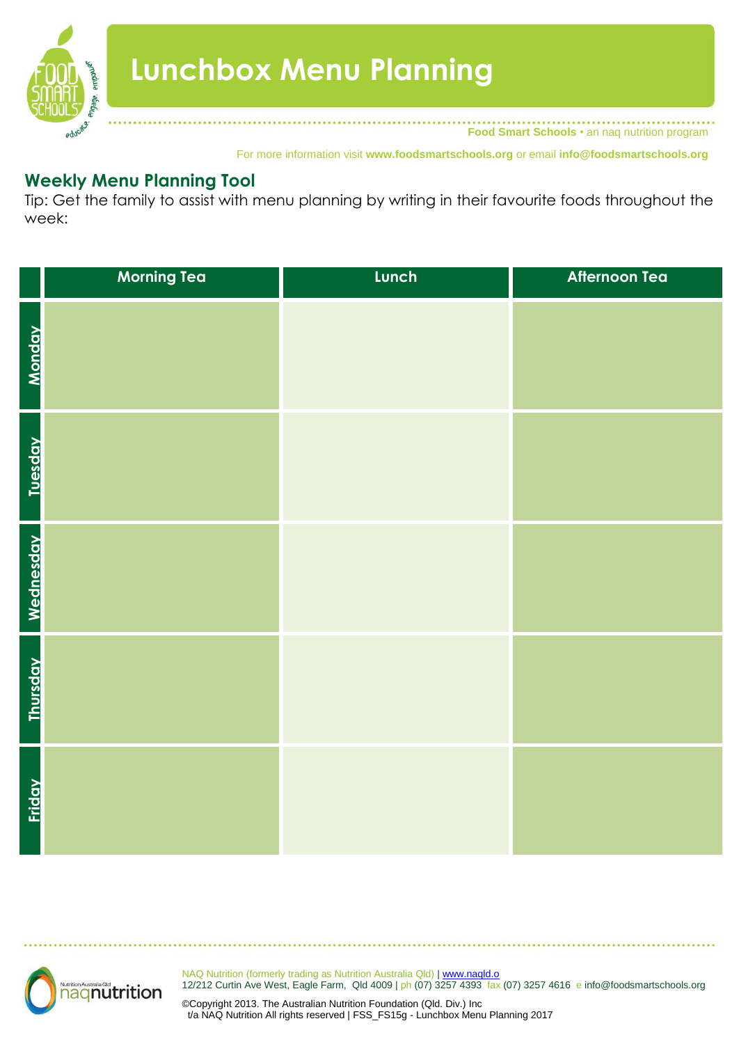# Lunchbox Menu Planning

**Food Smart Schools** • an naq nutrition program

For more information visit **www.foodsmartschools.org** or email **info@foodsmartschools.org**

## Weekly Menu Planning Tool

Tip: Get the family to assist with menu planning by writing in their favourite foods throughout the week:

| | Morning Tea | Lunch | Afternoon Tea |
|---|---|---|---|
| Monday | | | |
| Tuesday | | | |
| Wednesday | | | |
| Thursday | | | |
| Friday | | | |

NAQ Nutrition (formerly trading as Nutrition Australia Qld) | www.naqld.o
12/212 Curtin Ave West, Eagle Farm, Qld 4009 | ph (07) 3257 4393 fax (07) 3257 4616 e info@foodsmartschools.org

©Copyright 2013. The Australian Nutrition Foundation (Qld. Div.) Inc
t/a NAQ Nutrition All rights reserved | FSS_FS15g - Lunchbox Menu Planning 2017